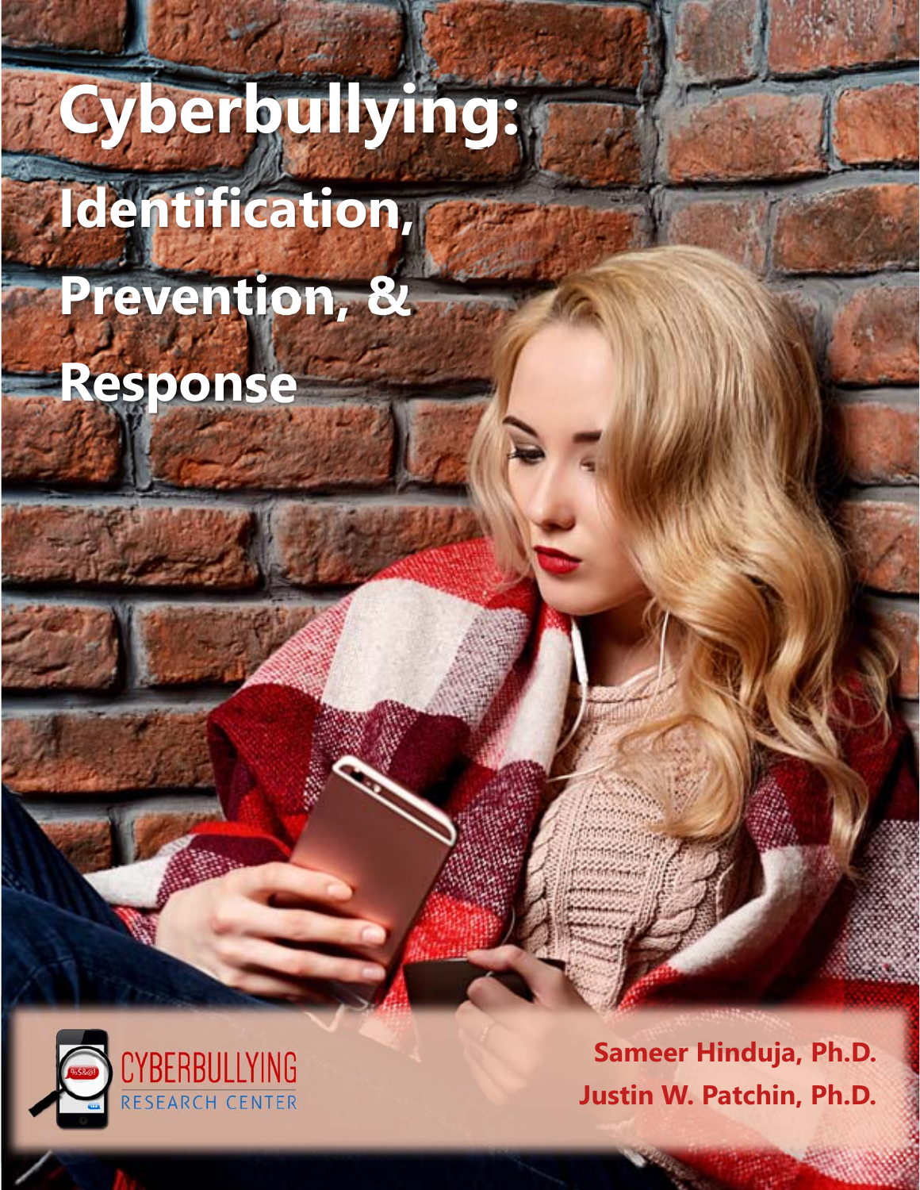# Cyberbullying: Identification, Prevention, & Response

CYBERBULLYING RESEARCH CENTER

**Sameer Hinduja, Ph.D.**
**Justin W. Patchin, Ph.D.**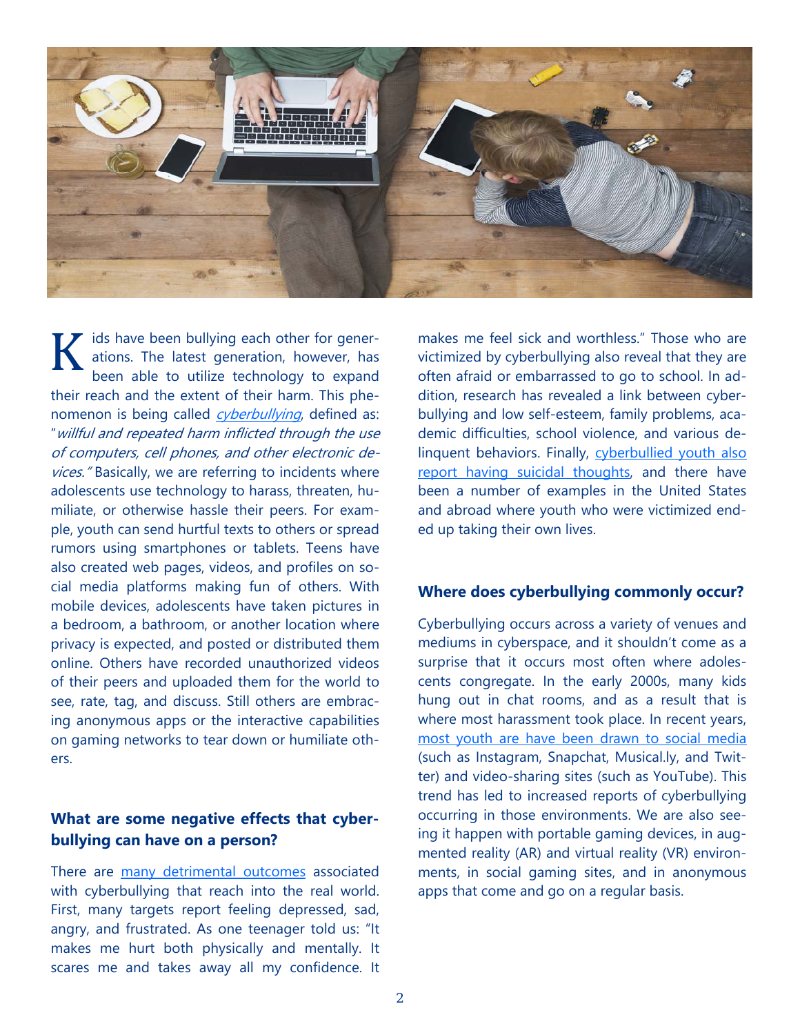Kids have been bullying each other for generations. The latest generation, however, has been able to utilize technology to expand their reach and the extent of their harm. This phenomenon is being called [*cyberbullying*](), defined as: "*willful and repeated harm inflicted through the use of computers, cell phones, and other electronic devices.*" Basically, we are referring to incidents where adolescents use technology to harass, threaten, humiliate, or otherwise hassle their peers. For example, youth can send hurtful texts to others or spread rumors using smartphones or tablets. Teens have also created web pages, videos, and profiles on social media platforms making fun of others. With mobile devices, adolescents have taken pictures in a bedroom, a bathroom, or another location where privacy is expected, and posted or distributed them online. Others have recorded unauthorized videos of their peers and uploaded them for the world to see, rate, tag, and discuss. Still others are embracing anonymous apps or the interactive capabilities on gaming networks to tear down or humiliate others.

### What are some negative effects that cyberbullying can have on a person?

There are many detrimental outcomes associated with cyberbullying that reach into the real world. First, many targets report feeling depressed, sad, angry, and frustrated. As one teenager told us: "It makes me hurt both physically and mentally. It scares me and takes away all my confidence. It makes me feel sick and worthless." Those who are victimized by cyberbullying also reveal that they are often afraid or embarrassed to go to school. In addition, research has revealed a link between cyberbullying and low self-esteem, family problems, academic difficulties, school violence, and various delinquent behaviors. Finally, cyberbullied youth also report having suicidal thoughts, and there have been a number of examples in the United States and abroad where youth who were victimized ended up taking their own lives.

### Where does cyberbullying commonly occur?

Cyberbullying occurs across a variety of venues and mediums in cyberspace, and it shouldn't come as a surprise that it occurs most often where adolescents congregate. In the early 2000s, many kids hung out in chat rooms, and as a result that is where most harassment took place. In recent years, most youth are have been drawn to social media (such as Instagram, Snapchat, Musical.ly, and Twitter) and video-sharing sites (such as YouTube). This trend has led to increased reports of cyberbullying occurring in those environments. We are also seeing it happen with portable gaming devices, in augmented reality (AR) and virtual reality (VR) environments, in social gaming sites, and in anonymous apps that come and go on a regular basis.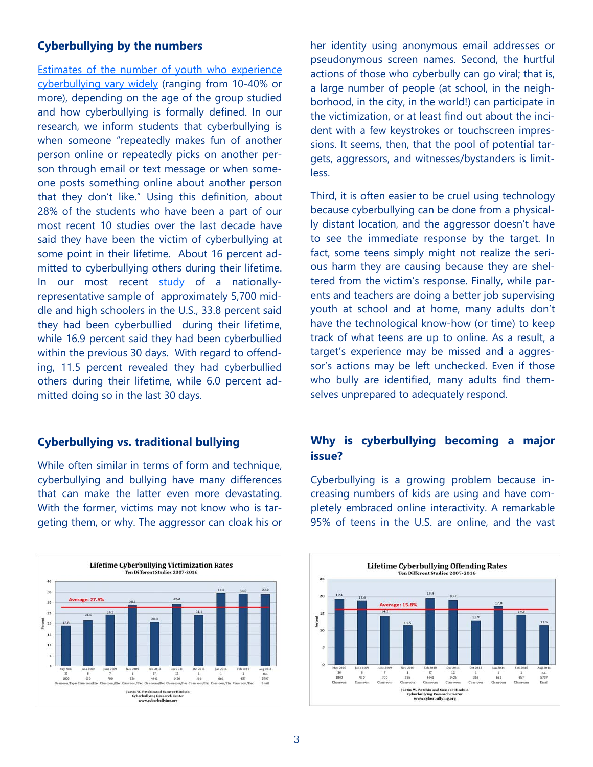## Cyberbullying by the numbers

Estimates of the number of youth who experience cyberbullying vary widely (ranging from 10-40% or more), depending on the age of the group studied and how cyberbullying is formally defined. In our research, we inform students that cyberbullying is when someone "repeatedly makes fun of another person online or repeatedly picks on another person through email or text message or when someone posts something online about another person that they don't like." Using this definition, about 28% of the students who have been a part of our most recent 10 studies over the last decade have said they have been the victim of cyberbullying at some point in their lifetime. About 16 percent admitted to cyberbullying others during their lifetime. In our most recent study of a nationally-representative sample of approximately 5,700 middle and high schoolers in the U.S., 33.8 percent said they had been cyberbullied during their lifetime, while 16.9 percent said they had been cyberbullied within the previous 30 days. With regard to offending, 11.5 percent revealed they had cyberbullied others during their lifetime, while 6.0 percent admitted doing so in the last 30 days.

## Cyberbullying vs. traditional bullying

While often similar in terms of form and technique, cyberbullying and bullying have many differences that can make the latter even more devastating. With the former, victims may not know who is targeting them, or why. The aggressor can cloak his or her identity using anonymous email addresses or pseudonymous screen names. Second, the hurtful actions of those who cyberbully can go viral; that is, a large number of people (at school, in the neighborhood, in the city, in the world!) can participate in the victimization, or at least find out about the incident with a few keystrokes or touchscreen impressions. It seems, then, that the pool of potential targets, aggressors, and witnesses/bystanders is limitless.

Third, it is often easier to be cruel using technology because cyberbullying can be done from a physically distant location, and the aggressor doesn't have to see the immediate response by the target. In fact, some teens simply might not realize the serious harm they are causing because they are sheltered from the victim's response. Finally, while parents and teachers are doing a better job supervising youth at school and at home, many adults don't have the technological know-how (or time) to keep track of what teens are up to online. As a result, a target's experience may be missed and a aggressor's actions may be left unchecked. Even if those who bully are identified, many adults find themselves unprepared to adequately respond.

## Why is cyberbullying becoming a major issue?

Cyberbullying is a growing problem because increasing numbers of kids are using and have completely embraced online interactivity. A remarkable 95% of teens in the U.S. are online, and the vast

**Lifetime Cyberbullying Victimization Rates**
Ten Different Studies 2007-2016

| Study | May 2007 | June 2009 | June 2009 | Nov 2009 | Feb 2010 | Dec 2011 | Oct 2013 | Jan 2014 | Feb 2015 | Aug 2016 |
|---|---|---|---|---|---|---|---|---|---|---|
| Percent | 18.8 | 21.5 | 24.2 | 28.7 | 20.8 | 29.2 | 24.1 | 34.6 | 34.0 | 33.8 |
| Schools | 30 | 8 | 7 | 1 | 37 | 12 | 1 | 1 | 1 | n.a. |
| N | 1800 | 930 | 700 | 356 | 4441 | 1426 | 366 | 661 | 457 | 5707 |
| Method | Classroom/Paper | Classroom/Elec | Classroom/Elec | Classroom/Elec | Classroom/Elec | Classroom/Elec | Classroom/Elec | Classroom/Elec | Classroom/Elec | Email |

Average: 27.9%

Justin W. Patchin and Sameer Hinduja
Cyberbullying Research Center
www.cyberbullying.org

**Lifetime Cyberbullying Offending Rates**
Ten Different Studies 2007-2016

| Study | May 2007 | June 2009 | June 2009 | Nov 2009 | Feb 2010 | Dec 2011 | Oct 2013 | Jan 2014 | Feb 2015 | Aug 2016 |
|---|---|---|---|---|---|---|---|---|---|---|
| Percent | 19.1 | 18.6 | 14.2 | 11.5 | 19.4 | 18.7 | 12.9 | 17.0 | 14.6 | 11.5 |
| Schools | 30 | 8 | 7 | 1 | 37 | 12 | 1 | 1 | 1 | n.a. |
| N | 1800 | 910 | 700 | 350 | 4441 | 1426 | 366 | 661 | 457 | 5737 |
| Method | Classroom | Classroom | Classroom | Classroom | Classroom | Classroom | Classroom | Classroom | Classroom | Email |

Average: 15.8%

Justin W. Patchin and Sameer Hinduja
Cyberbullying Research Center
www.cyberbullying.org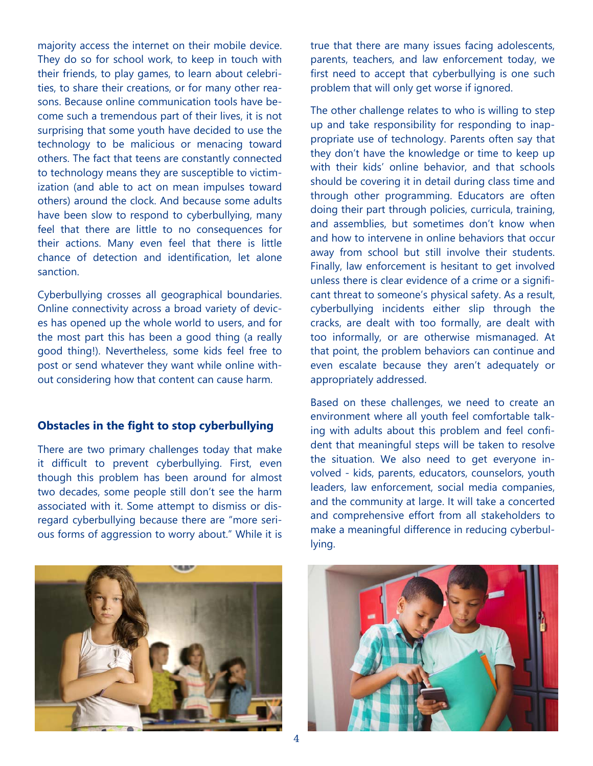majority access the internet on their mobile device. They do so for school work, to keep in touch with their friends, to play games, to learn about celebrities, to share their creations, or for many other reasons. Because online communication tools have become such a tremendous part of their lives, it is not surprising that some youth have decided to use the technology to be malicious or menacing toward others. The fact that teens are constantly connected to technology means they are susceptible to victimization (and able to act on mean impulses toward others) around the clock. And because some adults have been slow to respond to cyberbullying, many feel that there are little to no consequences for their actions. Many even feel that there is little chance of detection and identification, let alone sanction.

Cyberbullying crosses all geographical boundaries. Online connectivity across a broad variety of devices has opened up the whole world to users, and for the most part this has been a good thing (a really good thing!). Nevertheless, some kids feel free to post or send whatever they want while online without considering how that content can cause harm.

### Obstacles in the fight to stop cyberbullying

There are two primary challenges today that make it difficult to prevent cyberbullying. First, even though this problem has been around for almost two decades, some people still don't see the harm associated with it. Some attempt to dismiss or disregard cyberbullying because there are "more serious forms of aggression to worry about." While it is true that there are many issues facing adolescents, parents, teachers, and law enforcement today, we first need to accept that cyberbullying is one such problem that will only get worse if ignored.

The other challenge relates to who is willing to step up and take responsibility for responding to inappropriate use of technology. Parents often say that they don't have the knowledge or time to keep up with their kids' online behavior, and that schools should be covering it in detail during class time and through other programming. Educators are often doing their part through policies, curricula, training, and assemblies, but sometimes don't know when and how to intervene in online behaviors that occur away from school but still involve their students. Finally, law enforcement is hesitant to get involved unless there is clear evidence of a crime or a significant threat to someone's physical safety. As a result, cyberbullying incidents either slip through the cracks, are dealt with too formally, are dealt with too informally, or are otherwise mismanaged. At that point, the problem behaviors can continue and even escalate because they aren't adequately or appropriately addressed.

Based on these challenges, we need to create an environment where all youth feel comfortable talking with adults about this problem and feel confident that meaningful steps will be taken to resolve the situation. We also need to get everyone involved - kids, parents, educators, counselors, youth leaders, law enforcement, social media companies, and the community at large. It will take a concerted and comprehensive effort from all stakeholders to make a meaningful difference in reducing cyberbullying.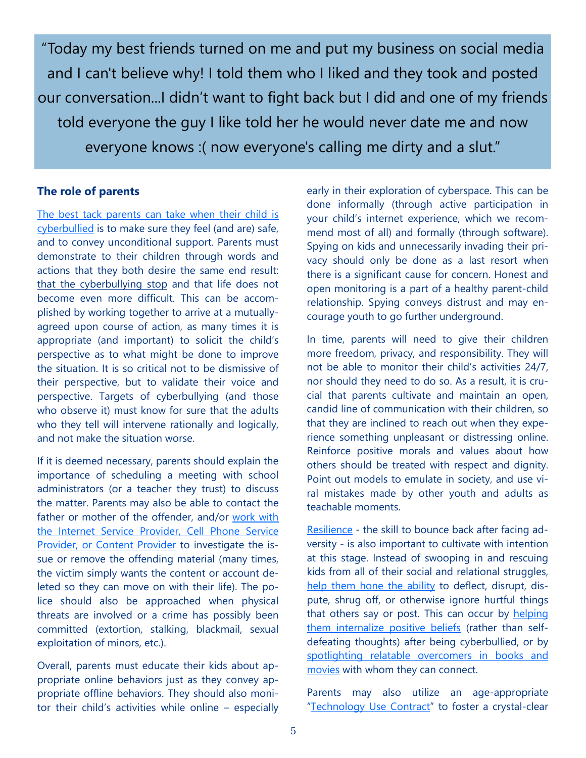> "Today my best friends turned on me and put my business on social media and I can't believe why! I told them who I liked and they took and posted our conversation...I didn't want to fight back but I did and one of my friends told everyone the guy I like told her he would never date me and now everyone knows :( now everyone's calling me dirty and a slut."

## The role of parents

The best tack parents can take when their child is cyberbullied is to make sure they feel (and are) safe, and to convey unconditional support. Parents must demonstrate to their children through words and actions that they both desire the same end result: that the cyberbullying stop and that life does not become even more difficult. This can be accomplished by working together to arrive at a mutually-agreed upon course of action, as many times it is appropriate (and important) to solicit the child's perspective as to what might be done to improve the situation. It is so critical not to be dismissive of their perspective, but to validate their voice and perspective. Targets of cyberbullying (and those who observe it) must know for sure that the adults who they tell will intervene rationally and logically, and not make the situation worse.

If it is deemed necessary, parents should explain the importance of scheduling a meeting with school administrators (or a teacher they trust) to discuss the matter. Parents may also be able to contact the father or mother of the offender, and/or work with the Internet Service Provider, Cell Phone Service Provider, or Content Provider to investigate the issue or remove the offending material (many times, the victim simply wants the content or account deleted so they can move on with their life). The police should also be approached when physical threats are involved or a crime has possibly been committed (extortion, stalking, blackmail, sexual exploitation of minors, etc.).

Overall, parents must educate their kids about appropriate online behaviors just as they convey appropriate offline behaviors. They should also monitor their child's activities while online – especially early in their exploration of cyberspace. This can be done informally (through active participation in your child's internet experience, which we recommend most of all) and formally (through software). Spying on kids and unnecessarily invading their privacy should only be done as a last resort when there is a significant cause for concern. Honest and open monitoring is a part of a healthy parent-child relationship. Spying conveys distrust and may encourage youth to go further underground.

In time, parents will need to give their children more freedom, privacy, and responsibility. They will not be able to monitor their child's activities 24/7, nor should they need to do so. As a result, it is crucial that parents cultivate and maintain an open, candid line of communication with their children, so that they are inclined to reach out when they experience something unpleasant or distressing online. Reinforce positive morals and values about how others should be treated with respect and dignity. Point out models to emulate in society, and use viral mistakes made by other youth and adults as teachable moments.

Resilience - the skill to bounce back after facing adversity - is also important to cultivate with intention at this stage. Instead of swooping in and rescuing kids from all of their social and relational struggles, help them hone the ability to deflect, disrupt, dispute, shrug off, or otherwise ignore hurtful things that others say or post. This can occur by helping them internalize positive beliefs (rather than self-defeating thoughts) after being cyberbullied, or by spotlighting relatable overcomers in books and movies with whom they can connect.

Parents may also utilize an age-appropriate "Technology Use Contract" to foster a crystal-clear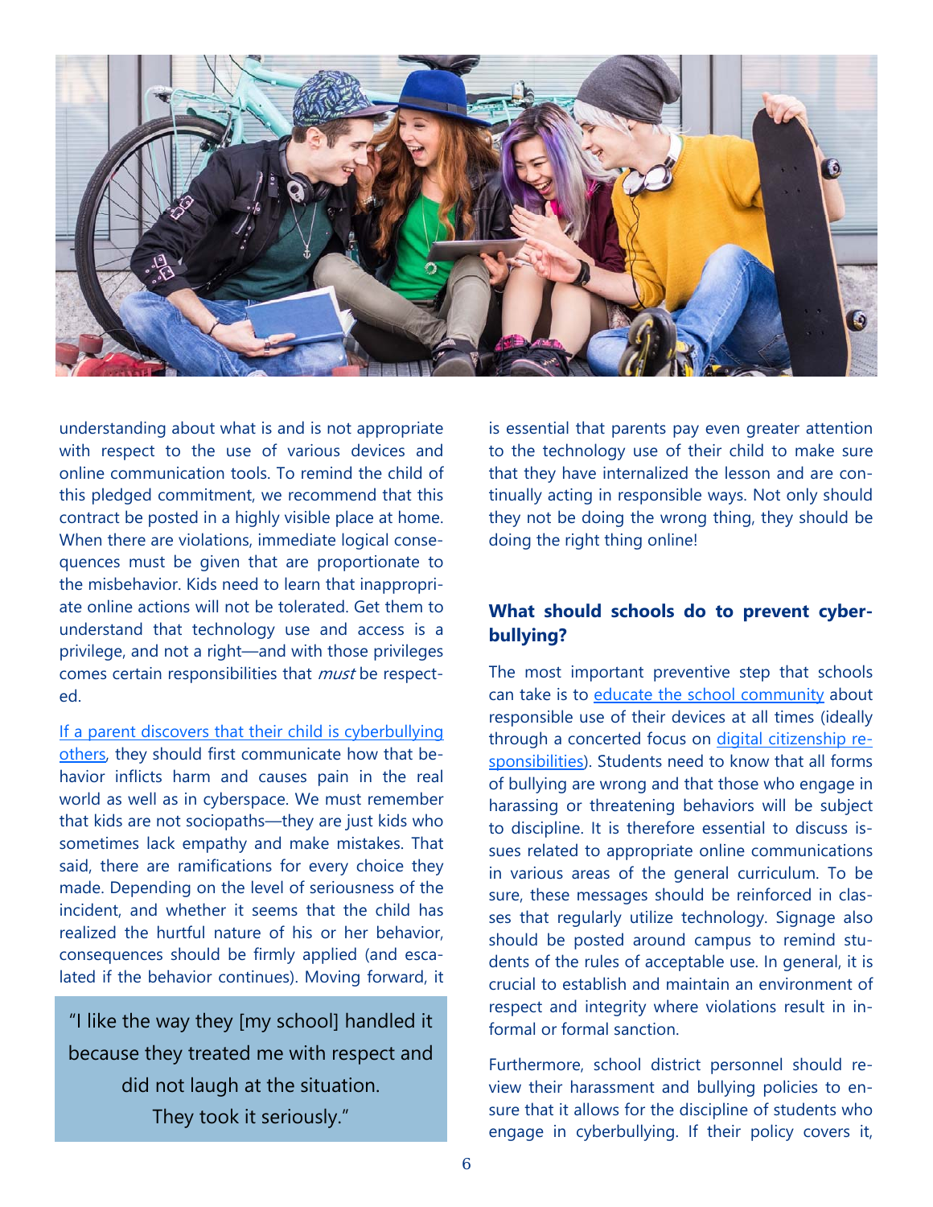understanding about what is and is not appropriate with respect to the use of various devices and online communication tools. To remind the child of this pledged commitment, we recommend that this contract be posted in a highly visible place at home. When there are violations, immediate logical consequences must be given that are proportionate to the misbehavior. Kids need to learn that inappropriate online actions will not be tolerated. Get them to understand that technology use and access is a privilege, and not a right—and with those privileges comes certain responsibilities that *must* be respected.

If a parent discovers that their child is cyberbullying others, they should first communicate how that behavior inflicts harm and causes pain in the real world as well as in cyberspace. We must remember that kids are not sociopaths—they are just kids who sometimes lack empathy and make mistakes. That said, there are ramifications for every choice they made. Depending on the level of seriousness of the incident, and whether it seems that the child has realized the hurtful nature of his or her behavior, consequences should be firmly applied (and escalated if the behavior continues). Moving forward, it is essential that parents pay even greater attention to the technology use of their child to make sure that they have internalized the lesson and are continually acting in responsible ways. Not only should they not be doing the wrong thing, they should be doing the right thing online!

> "I like the way they [my school] handled it because they treated me with respect and did not laugh at the situation. They took it seriously."

### What should schools do to prevent cyberbullying?

The most important preventive step that schools can take is to educate the school community about responsible use of their devices at all times (ideally through a concerted focus on digital citizenship responsibilities). Students need to know that all forms of bullying are wrong and that those who engage in harassing or threatening behaviors will be subject to discipline. It is therefore essential to discuss issues related to appropriate online communications in various areas of the general curriculum. To be sure, these messages should be reinforced in classes that regularly utilize technology. Signage also should be posted around campus to remind students of the rules of acceptable use. In general, it is crucial to establish and maintain an environment of respect and integrity where violations result in informal or formal sanction.

Furthermore, school district personnel should review their harassment and bullying policies to ensure that it allows for the discipline of students who engage in cyberbullying. If their policy covers it,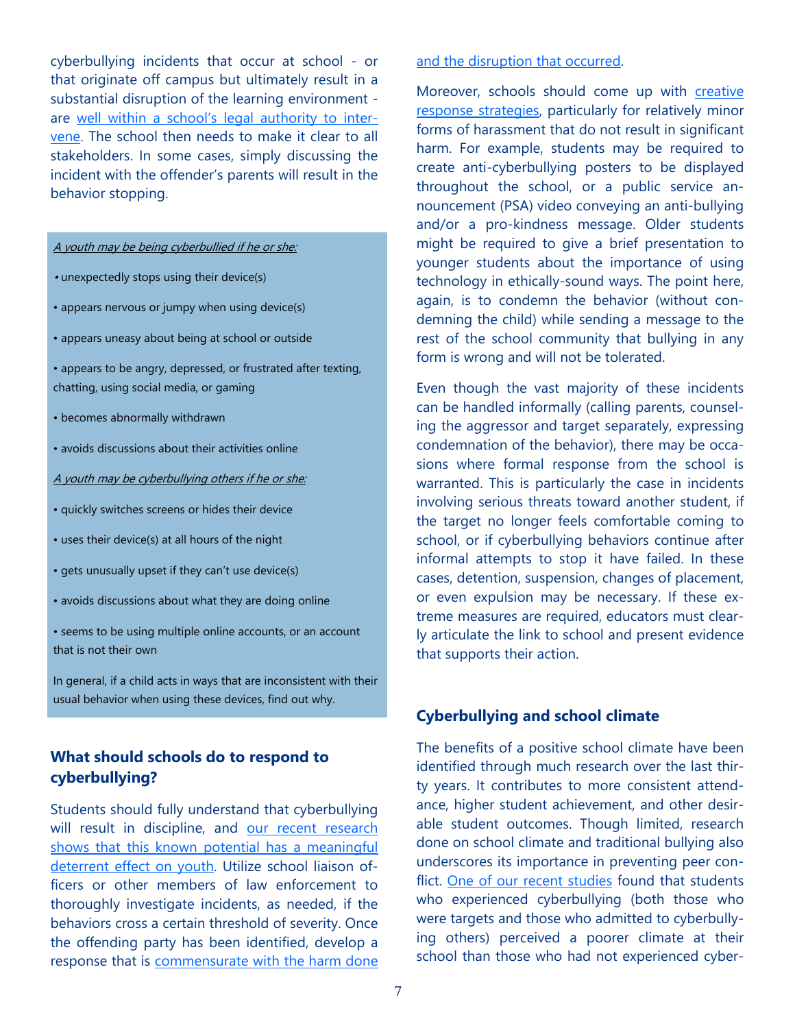cyberbullying incidents that occur at school - or that originate off campus but ultimately result in a substantial disruption of the learning environment - are well within a school's legal authority to intervene. The school then needs to make it clear to all stakeholders. In some cases, simply discussing the incident with the offender's parents will result in the behavior stopping.

*A youth may be being cyberbullied if he or she:*

- unexpectedly stops using their device(s)
- appears nervous or jumpy when using device(s)
- appears uneasy about being at school or outside
- appears to be angry, depressed, or frustrated after texting, chatting, using social media, or gaming
- becomes abnormally withdrawn
- avoids discussions about their activities online

*A youth may be cyberbullying others if he or she:*

- quickly switches screens or hides their device
- uses their device(s) at all hours of the night
- gets unusually upset if they can't use device(s)
- avoids discussions about what they are doing online
- seems to be using multiple online accounts, or an account that is not their own

In general, if a child acts in ways that are inconsistent with their usual behavior when using these devices, find out why.

## What should schools do to respond to cyberbullying?

Students should fully understand that cyberbullying will result in discipline, and our recent research shows that this known potential has a meaningful deterrent effect on youth. Utilize school liaison officers or other members of law enforcement to thoroughly investigate incidents, as needed, if the behaviors cross a certain threshold of severity. Once the offending party has been identified, develop a response that is commensurate with the harm done and the disruption that occurred.

Moreover, schools should come up with creative response strategies, particularly for relatively minor forms of harassment that do not result in significant harm. For example, students may be required to create anti-cyberbullying posters to be displayed throughout the school, or a public service announcement (PSA) video conveying an anti-bullying and/or a pro-kindness message. Older students might be required to give a brief presentation to younger students about the importance of using technology in ethically-sound ways. The point here, again, is to condemn the behavior (without condemning the child) while sending a message to the rest of the school community that bullying in any form is wrong and will not be tolerated.

Even though the vast majority of these incidents can be handled informally (calling parents, counseling the aggressor and target separately, expressing condemnation of the behavior), there may be occasions where formal response from the school is warranted. This is particularly the case in incidents involving serious threats toward another student, if the target no longer feels comfortable coming to school, or if cyberbullying behaviors continue after informal attempts to stop it have failed. In these cases, detention, suspension, changes of placement, or even expulsion may be necessary. If these extreme measures are required, educators must clearly articulate the link to school and present evidence that supports their action.

## Cyberbullying and school climate

The benefits of a positive school climate have been identified through much research over the last thirty years. It contributes to more consistent attendance, higher student achievement, and other desirable student outcomes. Though limited, research done on school climate and traditional bullying also underscores its importance in preventing peer conflict. One of our recent studies found that students who experienced cyberbullying (both those who were targets and those who admitted to cyberbullying others) perceived a poorer climate at their school than those who had not experienced cyber-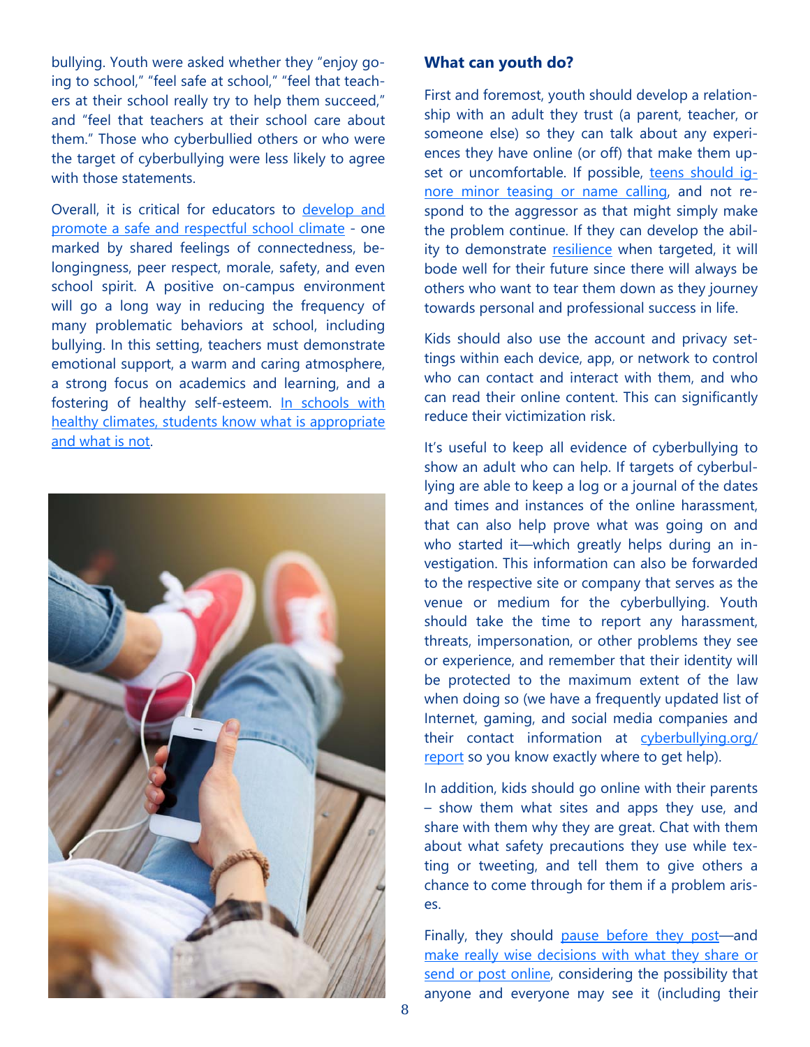bullying. Youth were asked whether they "enjoy going to school," "feel safe at school," "feel that teachers at their school really try to help them succeed," and "feel that teachers at their school care about them." Those who cyberbullied others or who were the target of cyberbullying were less likely to agree with those statements.

Overall, it is critical for educators to develop and promote a safe and respectful school climate - one marked by shared feelings of connectedness, belongingness, peer respect, morale, safety, and even school spirit. A positive on-campus environment will go a long way in reducing the frequency of many problematic behaviors at school, including bullying. In this setting, teachers must demonstrate emotional support, a warm and caring atmosphere, a strong focus on academics and learning, and a fostering of healthy self-esteem. In schools with healthy climates, students know what is appropriate and what is not.

## What can youth do?

First and foremost, youth should develop a relationship with an adult they trust (a parent, teacher, or someone else) so they can talk about any experiences they have online (or off) that make them upset or uncomfortable. If possible, teens should ignore minor teasing or name calling, and not respond to the aggressor as that might simply make the problem continue. If they can develop the ability to demonstrate resilience when targeted, it will bode well for their future since there will always be others who want to tear them down as they journey towards personal and professional success in life.

Kids should also use the account and privacy settings within each device, app, or network to control who can contact and interact with them, and who can read their online content. This can significantly reduce their victimization risk.

It's useful to keep all evidence of cyberbullying to show an adult who can help. If targets of cyberbullying are able to keep a log or a journal of the dates and times and instances of the online harassment, that can also help prove what was going on and who started it—which greatly helps during an investigation. This information can also be forwarded to the respective site or company that serves as the venue or medium for the cyberbullying. Youth should take the time to report any harassment, threats, impersonation, or other problems they see or experience, and remember that their identity will be protected to the maximum extent of the law when doing so (we have a frequently updated list of Internet, gaming, and social media companies and their contact information at cyberbullying.org/report so you know exactly where to get help).

In addition, kids should go online with their parents – show them what sites and apps they use, and share with them why they are great. Chat with them about what safety precautions they use while texting or tweeting, and tell them to give others a chance to come through for them if a problem arises.

Finally, they should pause before they post—and make really wise decisions with what they share or send or post online, considering the possibility that anyone and everyone may see it (including their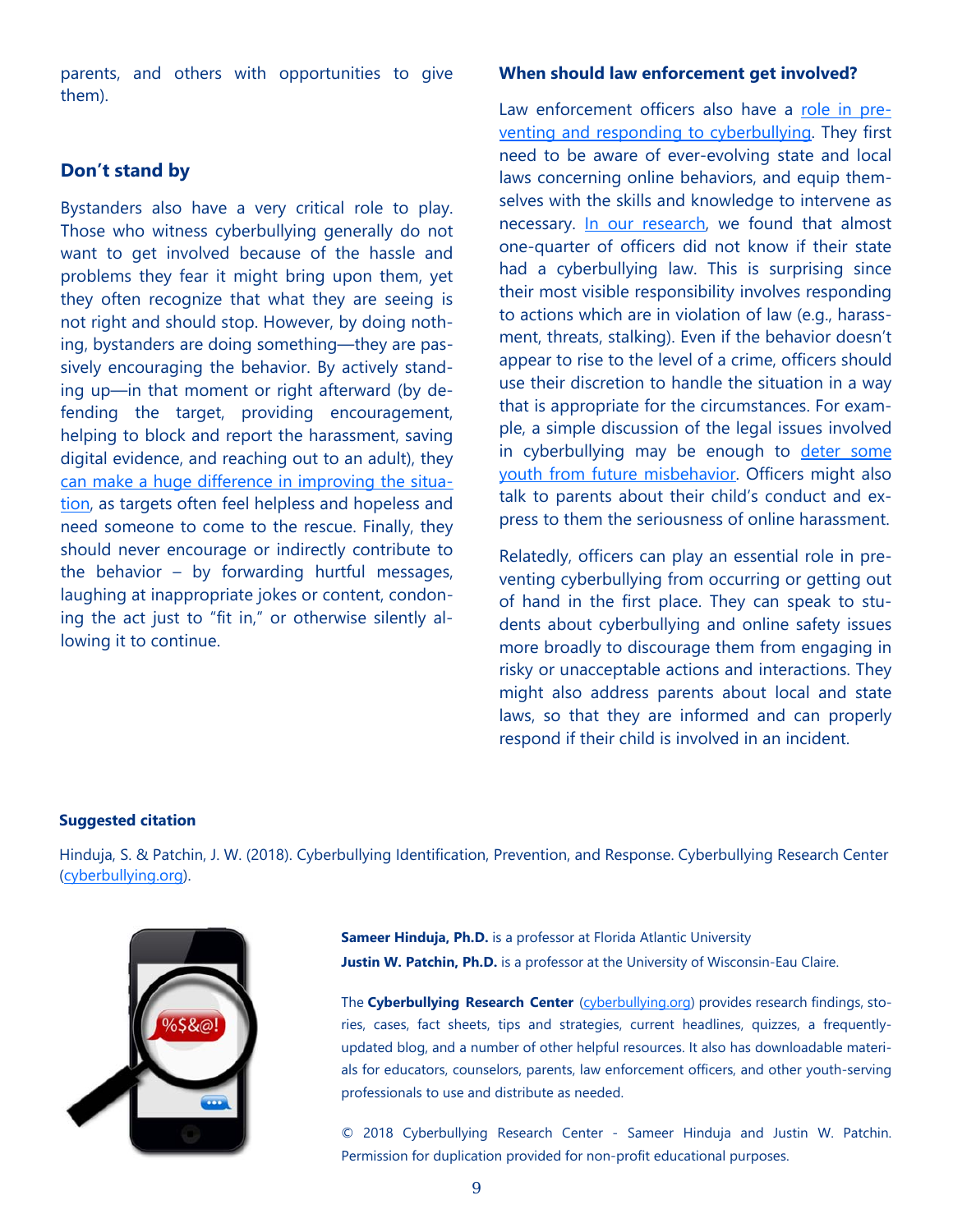parents, and others with opportunities to give them).

## Don't stand by

Bystanders also have a very critical role to play. Those who witness cyberbullying generally do not want to get involved because of the hassle and problems they fear it might bring upon them, yet they often recognize that what they are seeing is not right and should stop. However, by doing nothing, bystanders are doing something—they are passively encouraging the behavior. By actively standing up—in that moment or right afterward (by defending the target, providing encouragement, helping to block and report the harassment, saving digital evidence, and reaching out to an adult), they can make a huge difference in improving the situation, as targets often feel helpless and hopeless and need someone to come to the rescue. Finally, they should never encourage or indirectly contribute to the behavior – by forwarding hurtful messages, laughing at inappropriate jokes or content, condoning the act just to "fit in," or otherwise silently allowing it to continue.

## When should law enforcement get involved?

Law enforcement officers also have a role in preventing and responding to cyberbullying. They first need to be aware of ever-evolving state and local laws concerning online behaviors, and equip themselves with the skills and knowledge to intervene as necessary. In our research, we found that almost one-quarter of officers did not know if their state had a cyberbullying law. This is surprising since their most visible responsibility involves responding to actions which are in violation of law (e.g., harassment, threats, stalking). Even if the behavior doesn't appear to rise to the level of a crime, officers should use their discretion to handle the situation in a way that is appropriate for the circumstances. For example, a simple discussion of the legal issues involved in cyberbullying may be enough to deter some youth from future misbehavior. Officers might also talk to parents about their child's conduct and express to them the seriousness of online harassment.

Relatedly, officers can play an essential role in preventing cyberbullying from occurring or getting out of hand in the first place. They can speak to students about cyberbullying and online safety issues more broadly to discourage them from engaging in risky or unacceptable actions and interactions. They might also address parents about local and state laws, so that they are informed and can properly respond if their child is involved in an incident.

**Suggested citation**

Hinduja, S. & Patchin, J. W. (2018). Cyberbullying Identification, Prevention, and Response. Cyberbullying Research Center (cyberbullying.org).

**Sameer Hinduja, Ph.D.** is a professor at Florida Atlantic University

**Justin W. Patchin, Ph.D.** is a professor at the University of Wisconsin-Eau Claire.

The **Cyberbullying Research Center** (cyberbullying.org) provides research findings, stories, cases, fact sheets, tips and strategies, current headlines, quizzes, a frequently-updated blog, and a number of other helpful resources. It also has downloadable materials for educators, counselors, parents, law enforcement officers, and other youth-serving professionals to use and distribute as needed.

© 2018 Cyberbullying Research Center - Sameer Hinduja and Justin W. Patchin. Permission for duplication provided for non-profit educational purposes.